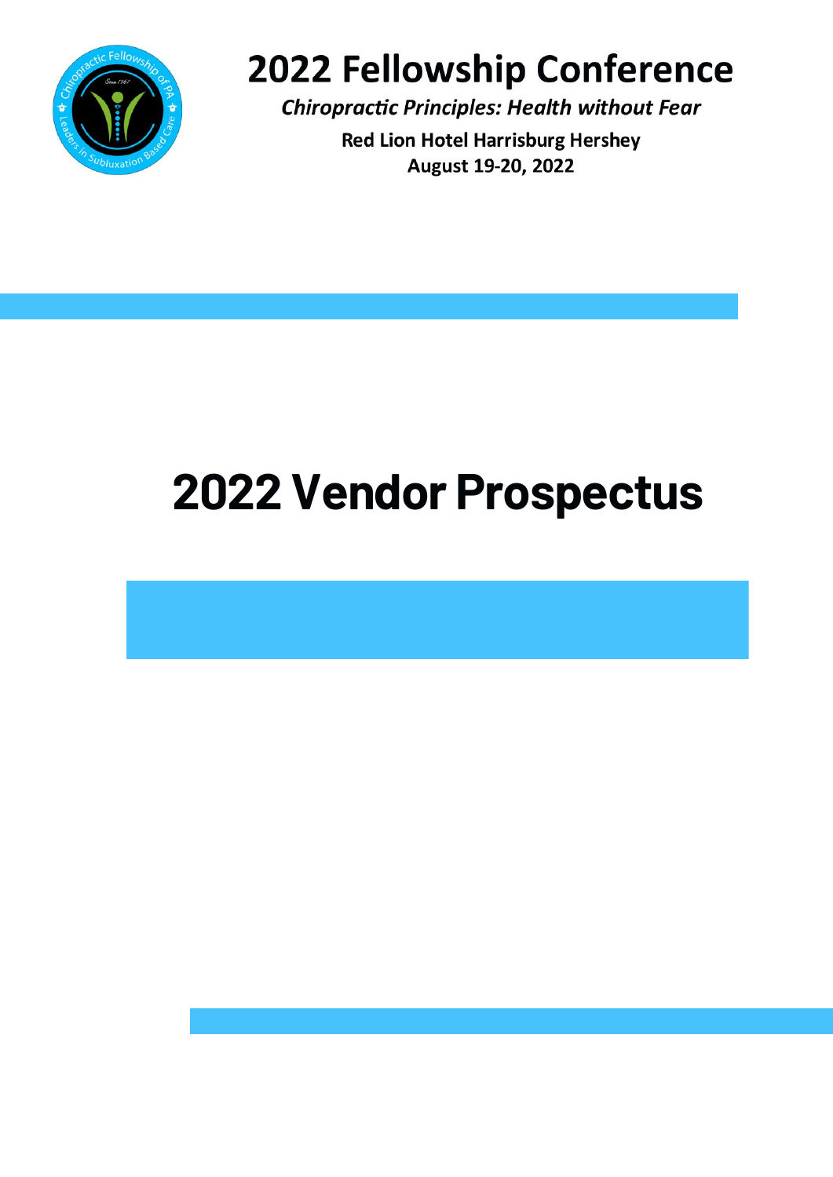# 2022 Fellowship Conference

***Chiropractic Principles: Health without Fear***

**Red Lion Hotel Harrisburg Hershey**
**August 19-20, 2022**

# 2022 Vendor Prospectus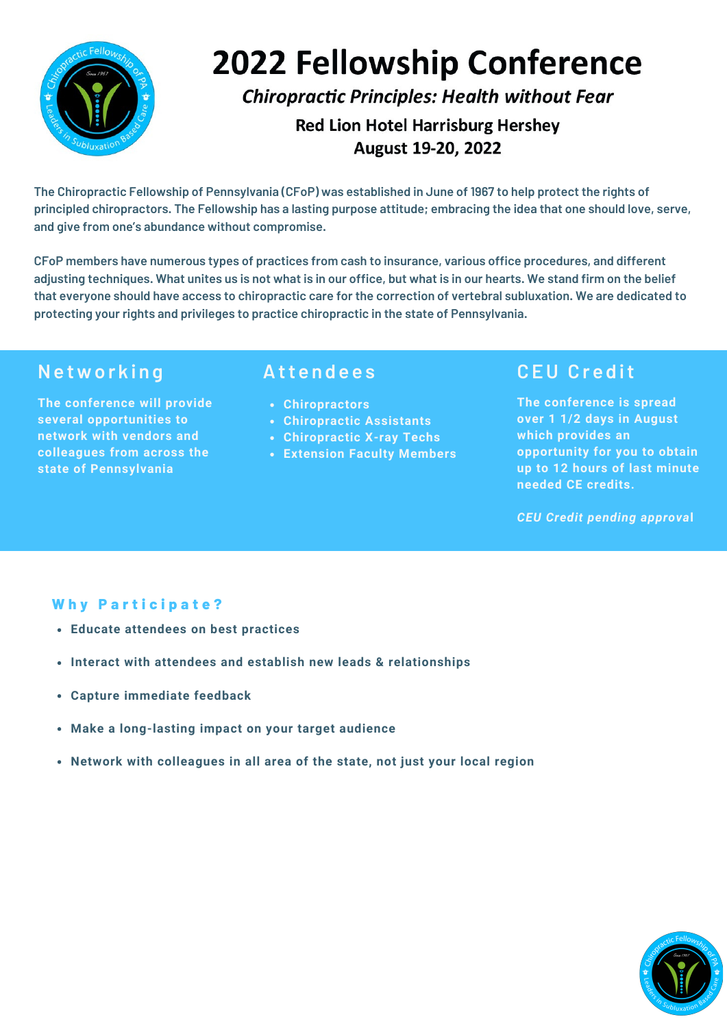# 2022 Fellowship Conference

## *Chiropractic Principles: Health without Fear*

### Red Lion Hotel Harrisburg Hershey
### August 19-20, 2022

The Chiropractic Fellowship of Pennsylvania (CFoP) was established in June of 1967 to help protect the rights of principled chiropractors. The Fellowship has a lasting purpose attitude; embracing the idea that one should love, serve, and give from one's abundance without compromise.

CFoP members have numerous types of practices from cash to insurance, various office procedures, and different adjusting techniques. What unites us is not what is in our office, but what is in our hearts. We stand firm on the belief that everyone should have access to chiropractic care for the correction of vertebral subluxation. We are dedicated to protecting your rights and privileges to practice chiropractic in the state of Pennsylvania.

## Networking

The conference will provide several opportunities to network with vendors and colleagues from across the state of Pennsylvania

## Attendees

- Chiropractors
- Chiropractic Assistants
- Chiropractic X-ray Techs
- Extension Faculty Members

## CEU Credit

The conference is spread over 1 1/2 days in August which provides an opportunity for you to obtain up to 12 hours of last minute needed CE credits.

*CEU Credit pending approval*

## Why Participate?

- Educate attendees on best practices
- Interact with attendees and establish new leads & relationships
- Capture immediate feedback
- Make a long-lasting impact on your target audience
- Network with colleagues in all area of the state, not just your local region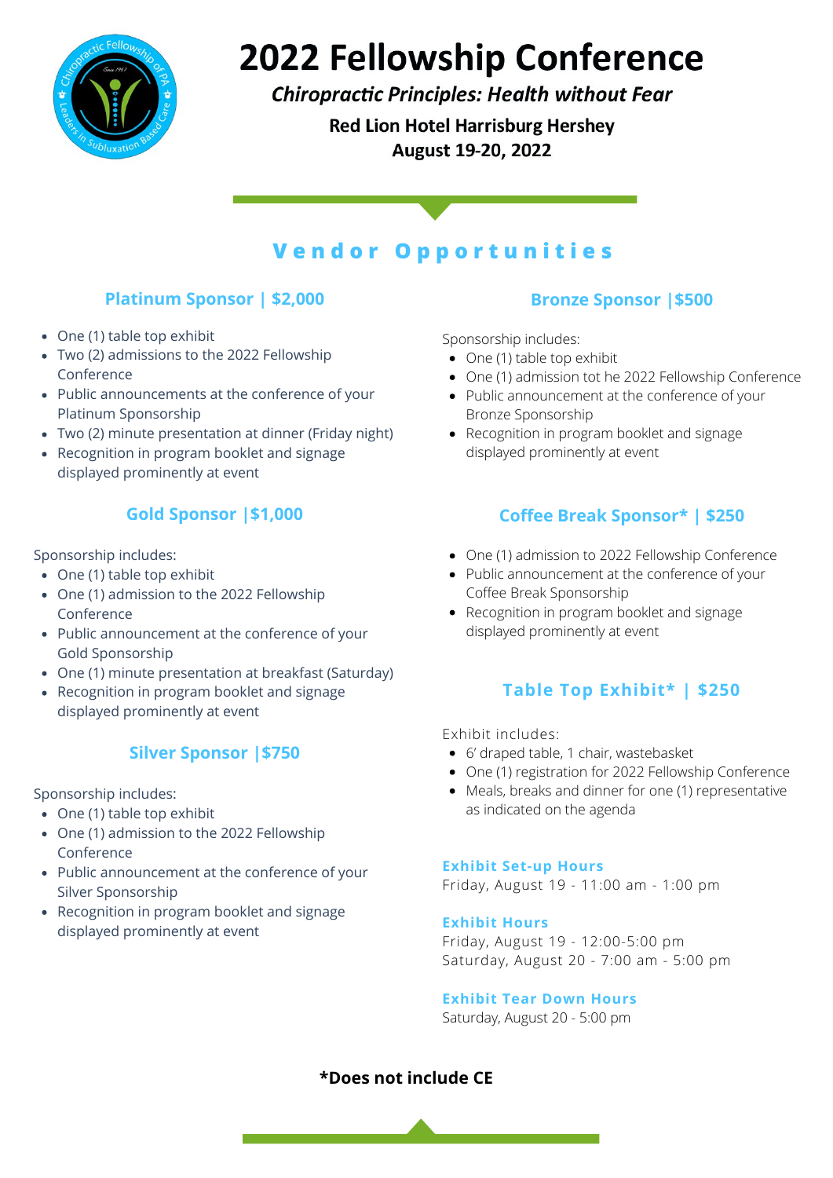# 2022 Fellowship Conference

***Chiropractic Principles: Health without Fear***

**Red Lion Hotel Harrisburg Hershey**
**August 19-20, 2022**

## Vendor Opportunities

### Platinum Sponsor | $2,000

- One (1) table top exhibit
- Two (2) admissions to the 2022 Fellowship Conference
- Public announcements at the conference of your Platinum Sponsorship
- Two (2) minute presentation at dinner (Friday night)
- Recognition in program booklet and signage displayed prominently at event

### Gold Sponsor |$1,000

Sponsorship includes:

- One (1) table top exhibit
- One (1) admission to the 2022 Fellowship Conference
- Public announcement at the conference of your Gold Sponsorship
- One (1) minute presentation at breakfast (Saturday)
- Recognition in program booklet and signage displayed prominently at event

### Silver Sponsor |$750

Sponsorship includes:

- One (1) table top exhibit
- One (1) admission to the 2022 Fellowship Conference
- Public announcement at the conference of your Silver Sponsorship
- Recognition in program booklet and signage displayed prominently at event

### Bronze Sponsor |$500

Sponsorship includes:

- One (1) table top exhibit
- One (1) admission tot he 2022 Fellowship Conference
- Public announcement at the conference of your Bronze Sponsorship
- Recognition in program booklet and signage displayed prominently at event

### Coffee Break Sponsor* | $250

- One (1) admission to 2022 Fellowship Conference
- Public announcement at the conference of your Coffee Break Sponsorship
- Recognition in program booklet and signage displayed prominently at event

### Table Top Exhibit* | $250

Exhibit includes:

- 6' draped table, 1 chair, wastebasket
- One (1) registration for 2022 Fellowship Conference
- Meals, breaks and dinner for one (1) representative as indicated on the agenda

**Exhibit Set-up Hours**
Friday, August 19 - 11:00 am - 1:00 pm

**Exhibit Hours**
Friday, August 19 - 12:00-5:00 pm
Saturday, August 20 - 7:00 am - 5:00 pm

**Exhibit Tear Down Hours**
Saturday, August 20 - 5:00 pm

**\*Does not include CE**